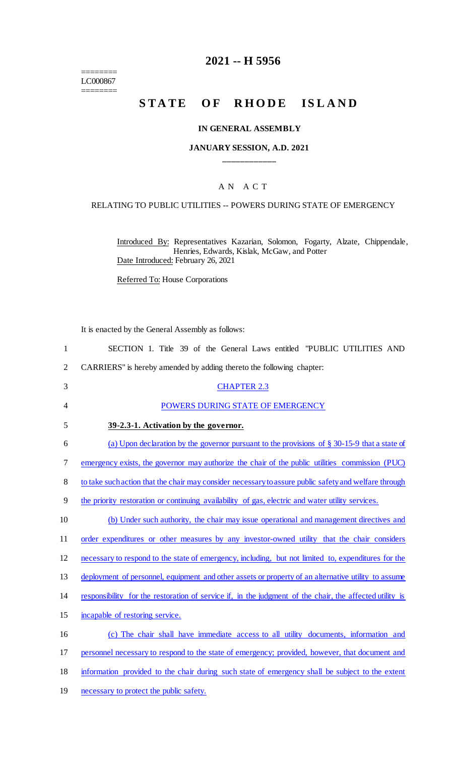========
LC000867
========

# 2021 -- H 5956

# STATE OF RHODE ISLAND

## IN GENERAL ASSEMBLY

### JANUARY SESSION, A.D. 2021

____________

A N A C T

RELATING TO PUBLIC UTILITIES -- POWERS DURING STATE OF EMERGENCY

Introduced By: Representatives Kazarian, Solomon, Fogarty, Alzate, Chippendale, Henries, Edwards, Kislak, McGaw, and Potter

Date Introduced: February 26, 2021

Referred To: House Corporations

It is enacted by the General Assembly as follows:

1 SECTION 1. Title 39 of the General Laws entitled "PUBLIC UTILITIES AND
2 CARRIERS" is hereby amended by adding thereto the following chapter:

3 CHAPTER 2.3

4 POWERS DURING STATE OF EMERGENCY

5 **39-2.3-1. Activation by the governor.**

6 (a) Upon declaration by the governor pursuant to the provisions of § 30-15-9 that a state of
7 emergency exists, the governor may authorize the chair of the public utilities commission (PUC)
8 to take such action that the chair may consider necessary to assure public safety and welfare through
9 the priority restoration or continuing availability of gas, electric and water utility services.

10 (b) Under such authority, the chair may issue operational and management directives and
11 order expenditures or other measures by any investor-owned utility that the chair considers
12 necessary to respond to the state of emergency, including, but not limited to, expenditures for the
13 deployment of personnel, equipment and other assets or property of an alternative utility to assume
14 responsibility for the restoration of service if, in the judgment of the chair, the affected utility is
15 incapable of restoring service.

16 (c) The chair shall have immediate access to all utility documents, information and
17 personnel necessary to respond to the state of emergency; provided, however, that document and
18 information provided to the chair during such state of emergency shall be subject to the extent
19 necessary to protect the public safety.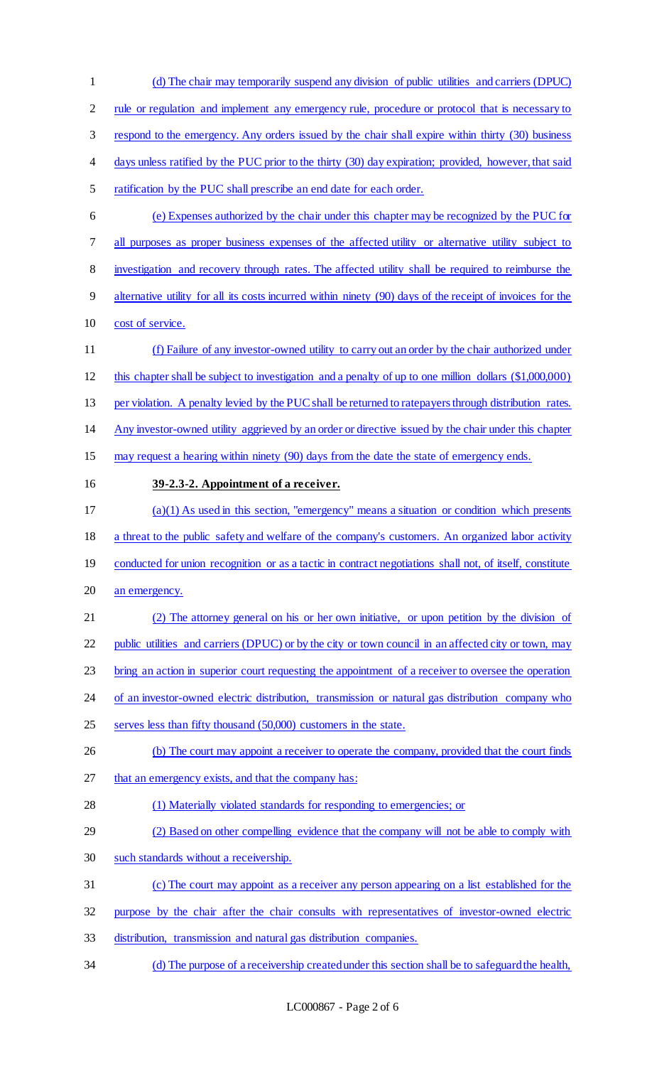(d) The chair may temporarily suspend any division of public utilities and carriers (DPUC) rule or regulation and implement any emergency rule, procedure or protocol that is necessary to respond to the emergency. Any orders issued by the chair shall expire within thirty (30) business days unless ratified by the PUC prior to the thirty (30) day expiration; provided, however, that said ratification by the PUC shall prescribe an end date for each order.

(e) Expenses authorized by the chair under this chapter may be recognized by the PUC for all purposes as proper business expenses of the affected utility or alternative utility subject to investigation and recovery through rates. The affected utility shall be required to reimburse the alternative utility for all its costs incurred within ninety (90) days of the receipt of invoices for the cost of service.

(f) Failure of any investor-owned utility to carry out an order by the chair authorized under this chapter shall be subject to investigation and a penalty of up to one million dollars ($1,000,000) per violation. A penalty levied by the PUC shall be returned to ratepayers through distribution rates. Any investor-owned utility aggrieved by an order or directive issued by the chair under this chapter may request a hearing within ninety (90) days from the date the state of emergency ends.

**39-2.3-2. Appointment of a receiver.**

(a)(1) As used in this section, "emergency" means a situation or condition which presents a threat to the public safety and welfare of the company's customers. An organized labor activity conducted for union recognition or as a tactic in contract negotiations shall not, of itself, constitute an emergency.

(2) The attorney general on his or her own initiative, or upon petition by the division of public utilities and carriers (DPUC) or by the city or town council in an affected city or town, may bring an action in superior court requesting the appointment of a receiver to oversee the operation of an investor-owned electric distribution, transmission or natural gas distribution company who serves less than fifty thousand (50,000) customers in the state.

(b) The court may appoint a receiver to operate the company, provided that the court finds that an emergency exists, and that the company has:

(1) Materially violated standards for responding to emergencies; or

(2) Based on other compelling evidence that the company will not be able to comply with such standards without a receivership.

(c) The court may appoint as a receiver any person appearing on a list established for the purpose by the chair after the chair consults with representatives of investor-owned electric distribution, transmission and natural gas distribution companies.

(d) The purpose of a receivership created under this section shall be to safeguard the health,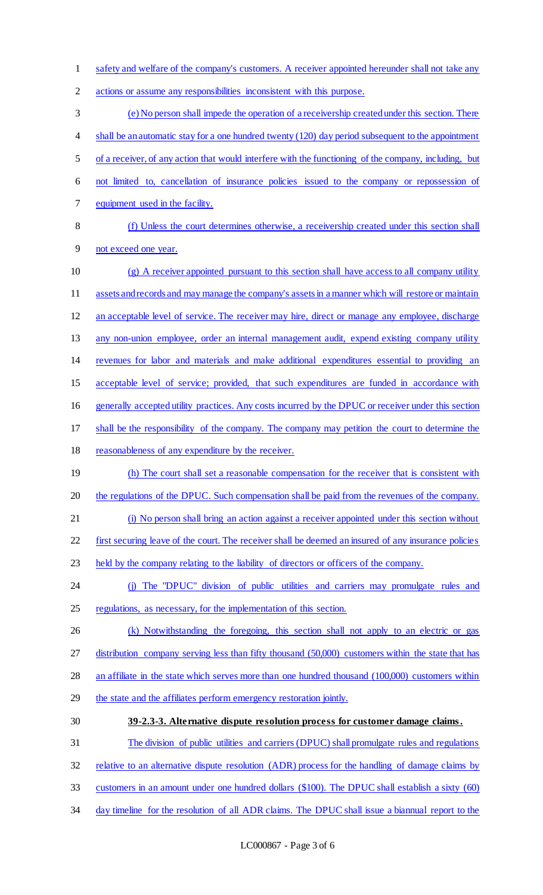safety and welfare of the company's customers. A receiver appointed hereunder shall not take any actions or assume any responsibilities inconsistent with this purpose.

(e) No person shall impede the operation of a receivership created under this section. There shall be an automatic stay for a one hundred twenty (120) day period subsequent to the appointment of a receiver, of any action that would interfere with the functioning of the company, including, but not limited to, cancellation of insurance policies issued to the company or repossession of equipment used in the facility.

(f) Unless the court determines otherwise, a receivership created under this section shall not exceed one year.

(g) A receiver appointed pursuant to this section shall have access to all company utility assets and records and may manage the company's assets in a manner which will restore or maintain an acceptable level of service. The receiver may hire, direct or manage any employee, discharge any non-union employee, order an internal management audit, expend existing company utility revenues for labor and materials and make additional expenditures essential to providing an acceptable level of service; provided, that such expenditures are funded in accordance with generally accepted utility practices. Any costs incurred by the DPUC or receiver under this section shall be the responsibility of the company. The company may petition the court to determine the reasonableness of any expenditure by the receiver.

(h) The court shall set a reasonable compensation for the receiver that is consistent with the regulations of the DPUC. Such compensation shall be paid from the revenues of the company.

(i) No person shall bring an action against a receiver appointed under this section without first securing leave of the court. The receiver shall be deemed an insured of any insurance policies held by the company relating to the liability of directors or officers of the company.

(j) The "DPUC" division of public utilities and carriers may promulgate rules and regulations, as necessary, for the implementation of this section.

(k) Notwithstanding the foregoing, this section shall not apply to an electric or gas distribution company serving less than fifty thousand (50,000) customers within the state that has an affiliate in the state which serves more than one hundred thousand (100,000) customers within the state and the affiliates perform emergency restoration jointly.

**39-2.3-3. Alternative dispute resolution process for customer damage claims.**

The division of public utilities and carriers (DPUC) shall promulgate rules and regulations relative to an alternative dispute resolution (ADR) process for the handling of damage claims by customers in an amount under one hundred dollars ($100). The DPUC shall establish a sixty (60) day timeline for the resolution of all ADR claims. The DPUC shall issue a biannual report to the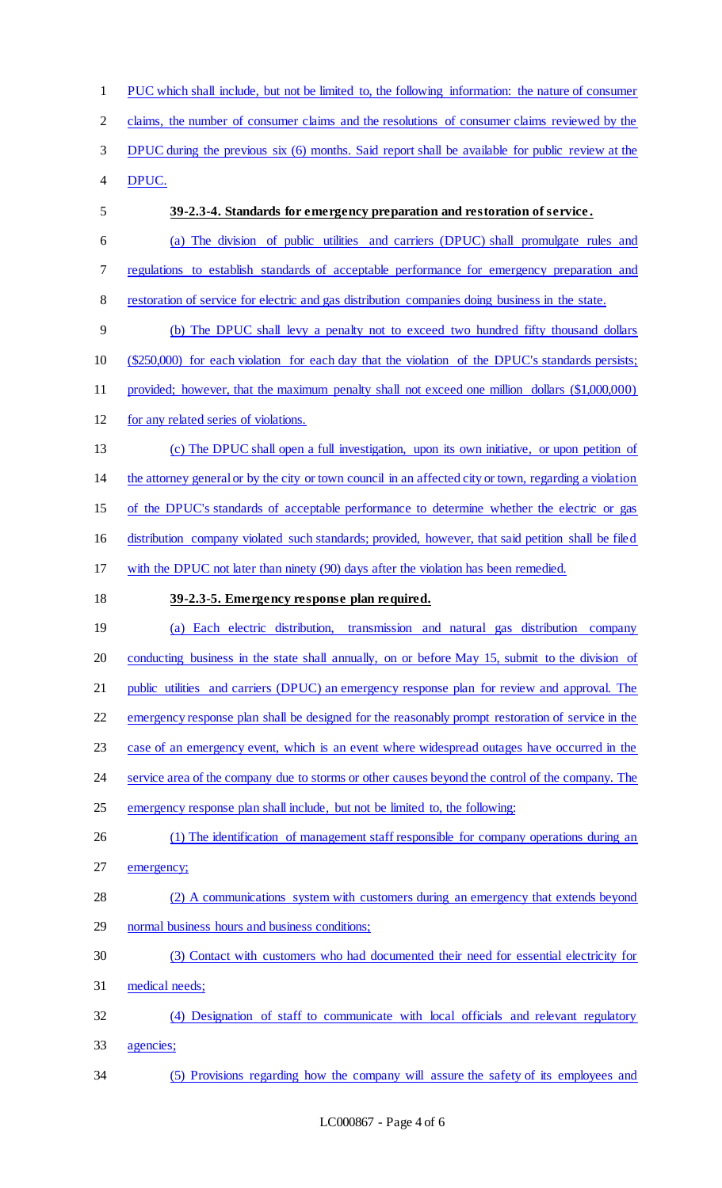PUC which shall include, but not be limited to, the following information: the nature of consumer claims, the number of consumer claims and the resolutions of consumer claims reviewed by the DPUC during the previous six (6) months. Said report shall be available for public review at the DPUC.

**39-2.3-4. Standards for emergency preparation and restoration of service.**

(a) The division of public utilities and carriers (DPUC) shall promulgate rules and regulations to establish standards of acceptable performance for emergency preparation and restoration of service for electric and gas distribution companies doing business in the state.

(b) The DPUC shall levy a penalty not to exceed two hundred fifty thousand dollars ($250,000) for each violation for each day that the violation of the DPUC's standards persists; provided; however, that the maximum penalty shall not exceed one million dollars ($1,000,000) for any related series of violations.

(c) The DPUC shall open a full investigation, upon its own initiative, or upon petition of the attorney general or by the city or town council in an affected city or town, regarding a violation of the DPUC's standards of acceptable performance to determine whether the electric or gas distribution company violated such standards; provided, however, that said petition shall be filed with the DPUC not later than ninety (90) days after the violation has been remedied.

**39-2.3-5. Emergency response plan required.**

(a) Each electric distribution, transmission and natural gas distribution company conducting business in the state shall annually, on or before May 15, submit to the division of public utilities and carriers (DPUC) an emergency response plan for review and approval. The emergency response plan shall be designed for the reasonably prompt restoration of service in the case of an emergency event, which is an event where widespread outages have occurred in the service area of the company due to storms or other causes beyond the control of the company. The emergency response plan shall include, but not be limited to, the following:

(1) The identification of management staff responsible for company operations during an emergency;

(2) A communications system with customers during an emergency that extends beyond normal business hours and business conditions;

(3) Contact with customers who had documented their need for essential electricity for medical needs;

(4) Designation of staff to communicate with local officials and relevant regulatory agencies;

(5) Provisions regarding how the company will assure the safety of its employees and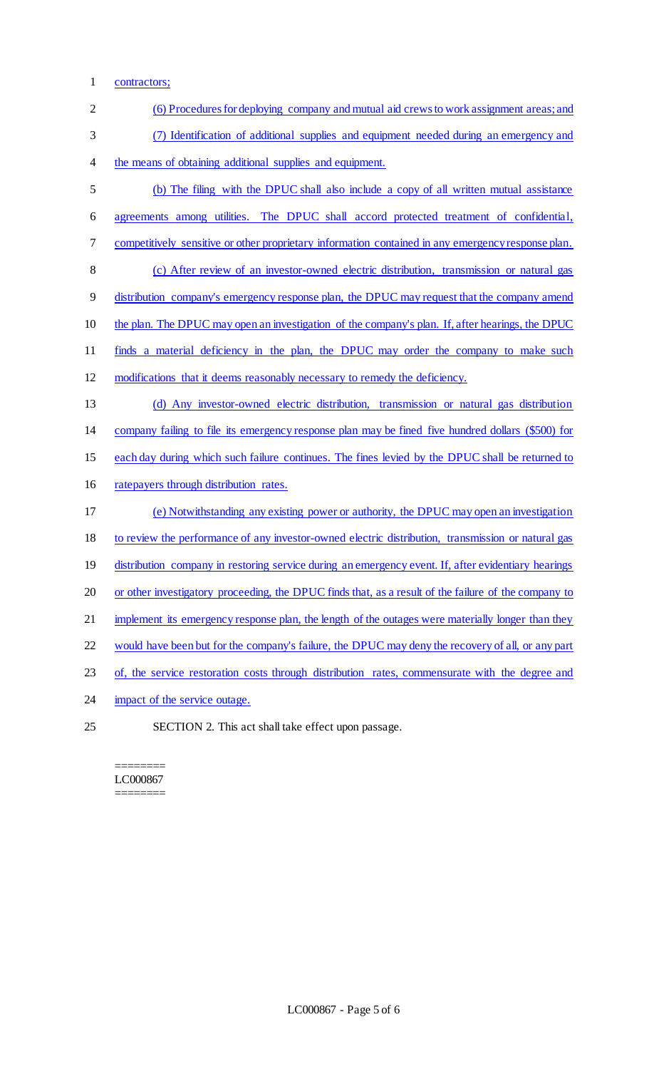contractors;

(6) Procedures for deploying company and mutual aid crews to work assignment areas; and

(7) Identification of additional supplies and equipment needed during an emergency and the means of obtaining additional supplies and equipment.

(b) The filing with the DPUC shall also include a copy of all written mutual assistance agreements among utilities. The DPUC shall accord protected treatment of confidential, competitively sensitive or other proprietary information contained in any emergency response plan.

(c) After review of an investor-owned electric distribution, transmission or natural gas distribution company's emergency response plan, the DPUC may request that the company amend the plan. The DPUC may open an investigation of the company's plan. If, after hearings, the DPUC finds a material deficiency in the plan, the DPUC may order the company to make such modifications that it deems reasonably necessary to remedy the deficiency.

(d) Any investor-owned electric distribution, transmission or natural gas distribution company failing to file its emergency response plan may be fined five hundred dollars ($500) for each day during which such failure continues. The fines levied by the DPUC shall be returned to ratepayers through distribution rates.

(e) Notwithstanding any existing power or authority, the DPUC may open an investigation to review the performance of any investor-owned electric distribution, transmission or natural gas distribution company in restoring service during an emergency event. If, after evidentiary hearings or other investigatory proceeding, the DPUC finds that, as a result of the failure of the company to implement its emergency response plan, the length of the outages were materially longer than they would have been but for the company's failure, the DPUC may deny the recovery of all, or any part of, the service restoration costs through distribution rates, commensurate with the degree and impact of the service outage.

SECTION 2. This act shall take effect upon passage.

========
LC000867
========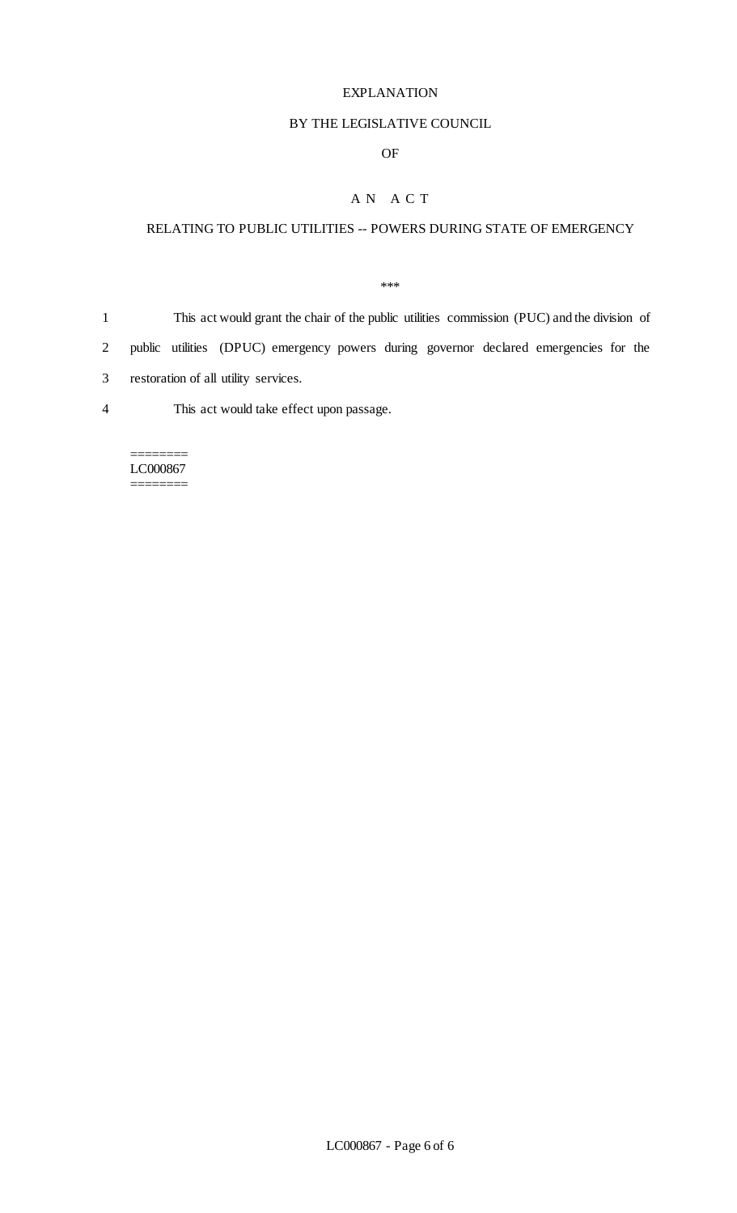EXPLANATION

BY THE LEGISLATIVE COUNCIL

OF

A N  A C T

RELATING TO PUBLIC UTILITIES -- POWERS DURING STATE OF EMERGENCY

\*\*\*

1 This act would grant the chair of the public utilities commission (PUC) and the division of
2 public utilities (DPUC) emergency powers during governor declared emergencies for the
3 restoration of all utility services.

4 This act would take effect upon passage.

========
LC000867
========